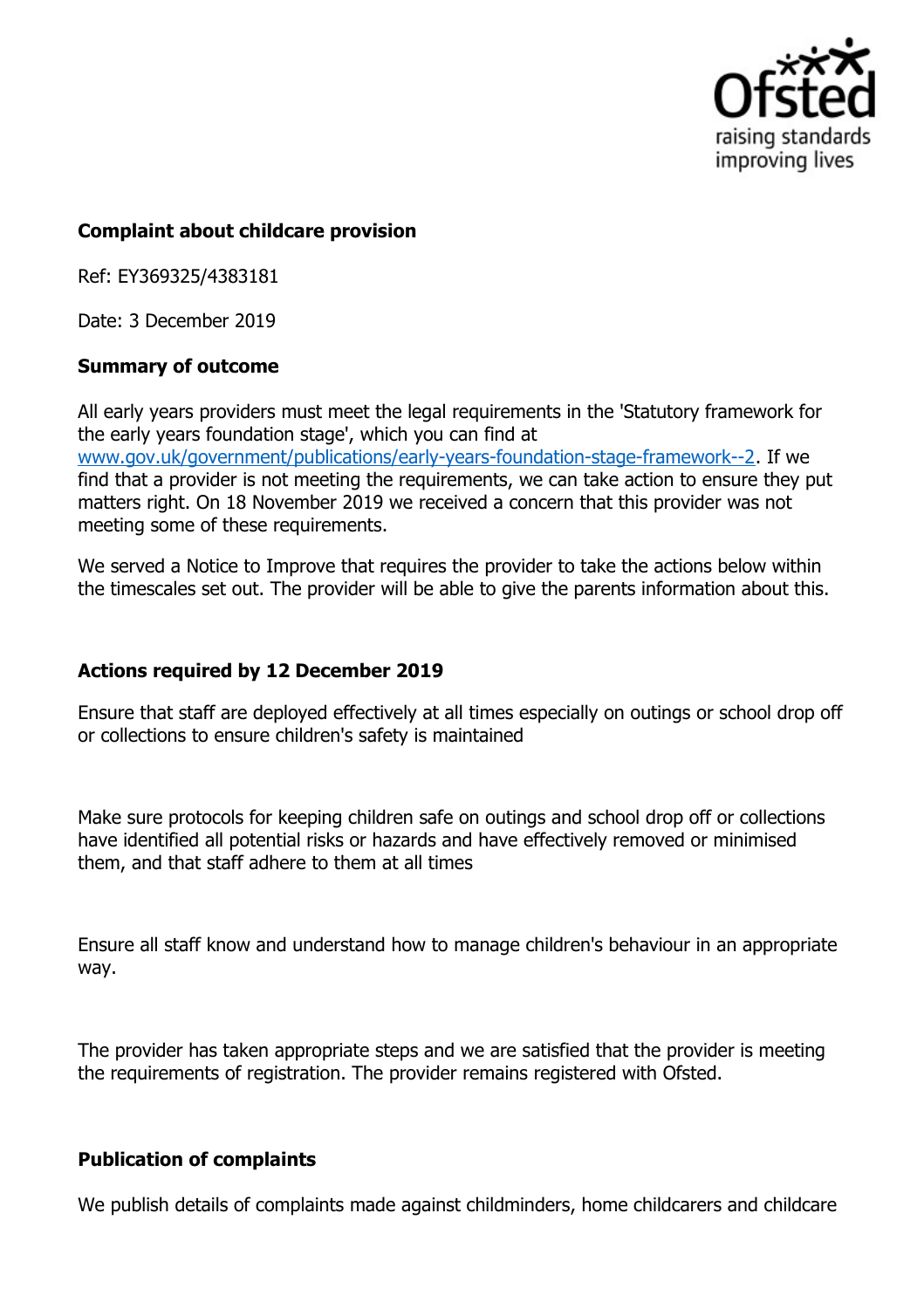**Complaint about childcare provision**

Ref: EY369325/4383181

Date: 3 December 2019

**Summary of outcome**

All early years providers must meet the legal requirements in the 'Statutory framework for the early years foundation stage', which you can find at www.gov.uk/government/publications/early-years-foundation-stage-framework--2. If we find that a provider is not meeting the requirements, we can take action to ensure they put matters right. On 18 November 2019 we received a concern that this provider was not meeting some of these requirements.

We served a Notice to Improve that requires the provider to take the actions below within the timescales set out. The provider will be able to give the parents information about this.

**Actions required by 12 December 2019**

Ensure that staff are deployed effectively at all times especially on outings or school drop off or collections to ensure children's safety is maintained

Make sure protocols for keeping children safe on outings and school drop off or collections have identified all potential risks or hazards and have effectively removed or minimised them, and that staff adhere to them at all times

Ensure all staff know and understand how to manage children's behaviour in an appropriate way.

The provider has taken appropriate steps and we are satisfied that the provider is meeting the requirements of registration. The provider remains registered with Ofsted.

**Publication of complaints**

We publish details of complaints made against childminders, home childcarers and childcare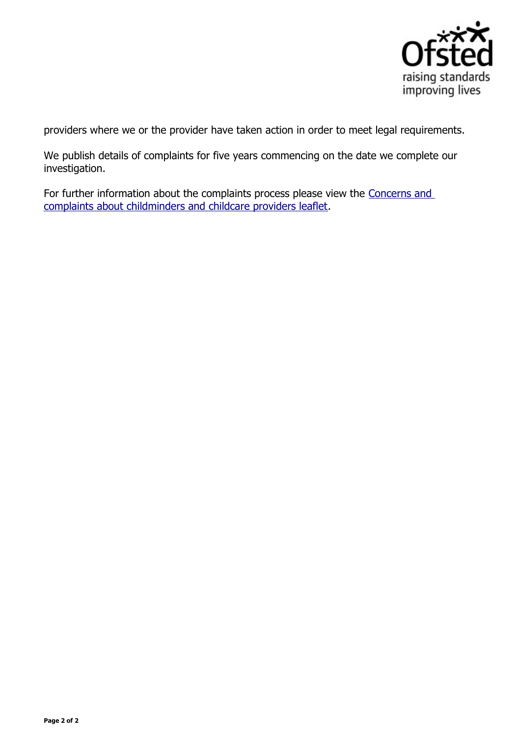providers where we or the provider have taken action in order to meet legal requirements.

We publish details of complaints for five years commencing on the date we complete our investigation.

For further information about the complaints process please view the Concerns and complaints about childminders and childcare providers leaflet.